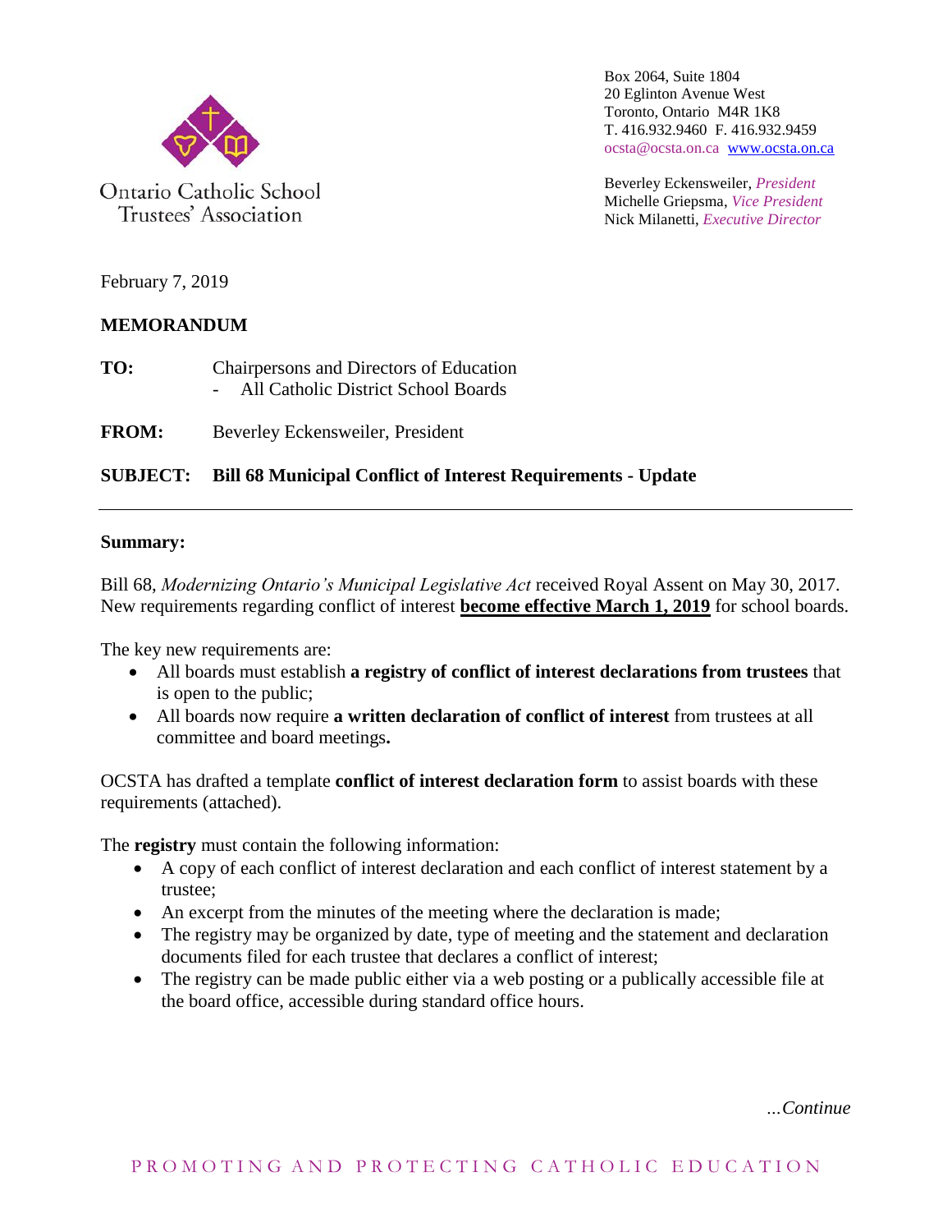Ontario Catholic School Trustees' Association

Box 2064, Suite 1804
20 Eglinton Avenue West
Toronto, Ontario M4R 1K8
T. 416.932.9460 F. 416.932.9459
ocsta@ocsta.on.ca www.ocsta.on.ca

Beverley Eckensweiler, *President*
Michelle Griepsma, *Vice President*
Nick Milanetti, *Executive Director*

February 7, 2019

**MEMORANDUM**

**TO:** Chairpersons and Directors of Education
- All Catholic District School Boards

**FROM:** Beverley Eckensweiler, President

**SUBJECT: Bill 68 Municipal Conflict of Interest Requirements - Update**

---

**Summary:**

Bill 68, *Modernizing Ontario's Municipal Legislative Act* received Royal Assent on May 30, 2017. New requirements regarding conflict of interest **become effective March 1, 2019** for school boards.

The key new requirements are:

- All boards must establish **a registry of conflict of interest declarations from trustees** that is open to the public;
- All boards now require **a written declaration of conflict of interest** from trustees at all committee and board meetings**.**

OCSTA has drafted a template **conflict of interest declaration form** to assist boards with these requirements (attached).

The **registry** must contain the following information:

- A copy of each conflict of interest declaration and each conflict of interest statement by a trustee;
- An excerpt from the minutes of the meeting where the declaration is made;
- The registry may be organized by date, type of meeting and the statement and declaration documents filed for each trustee that declares a conflict of interest;
- The registry can be made public either via a web posting or a publically accessible file at the board office, accessible during standard office hours.

*…Continue*

PROMOTING AND PROTECTING CATHOLIC EDUCATION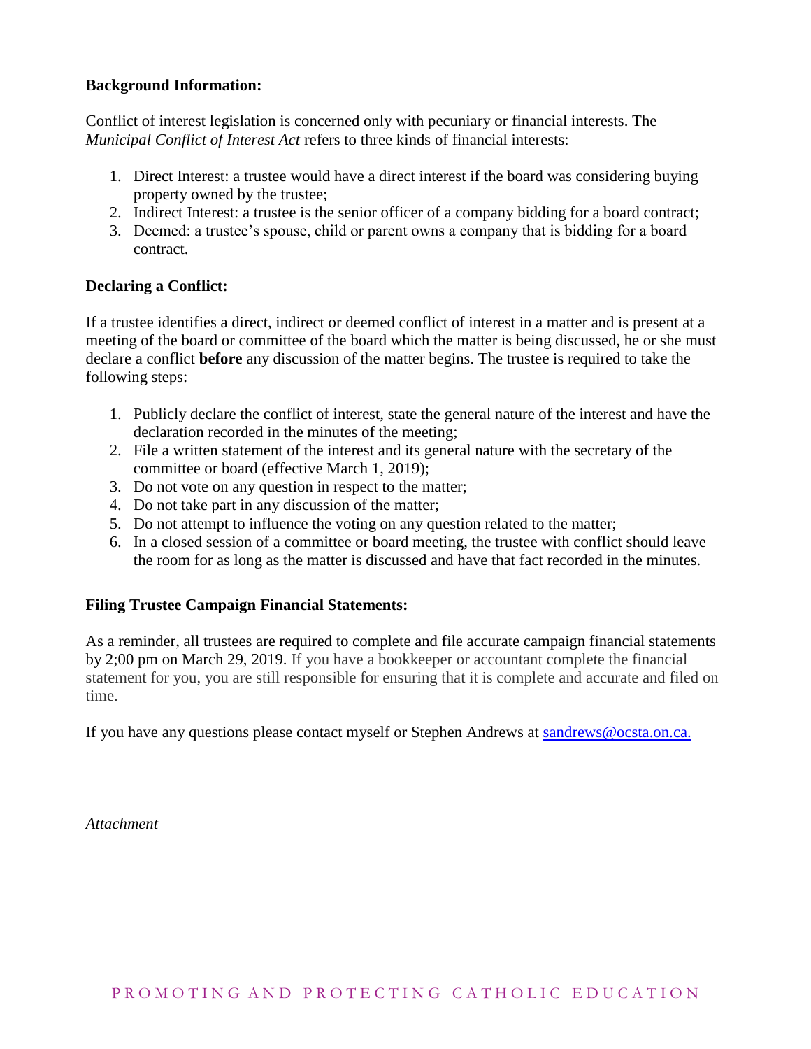**Background Information:**

Conflict of interest legislation is concerned only with pecuniary or financial interests. The *Municipal Conflict of Interest Act* refers to three kinds of financial interests:

1. Direct Interest: a trustee would have a direct interest if the board was considering buying property owned by the trustee;
2. Indirect Interest: a trustee is the senior officer of a company bidding for a board contract;
3. Deemed: a trustee's spouse, child or parent owns a company that is bidding for a board contract.

**Declaring a Conflict:**

If a trustee identifies a direct, indirect or deemed conflict of interest in a matter and is present at a meeting of the board or committee of the board which the matter is being discussed, he or she must declare a conflict **before** any discussion of the matter begins. The trustee is required to take the following steps:

1. Publicly declare the conflict of interest, state the general nature of the interest and have the declaration recorded in the minutes of the meeting;
2. File a written statement of the interest and its general nature with the secretary of the committee or board (effective March 1, 2019);
3. Do not vote on any question in respect to the matter;
4. Do not take part in any discussion of the matter;
5. Do not attempt to influence the voting on any question related to the matter;
6. In a closed session of a committee or board meeting, the trustee with conflict should leave the room for as long as the matter is discussed and have that fact recorded in the minutes.

**Filing Trustee Campaign Financial Statements:**

As a reminder, all trustees are required to complete and file accurate campaign financial statements by 2;00 pm on March 29, 2019. If you have a bookkeeper or accountant complete the financial statement for you, you are still responsible for ensuring that it is complete and accurate and filed on time.

If you have any questions please contact myself or Stephen Andrews at sandrews@ocsta.on.ca.

*Attachment*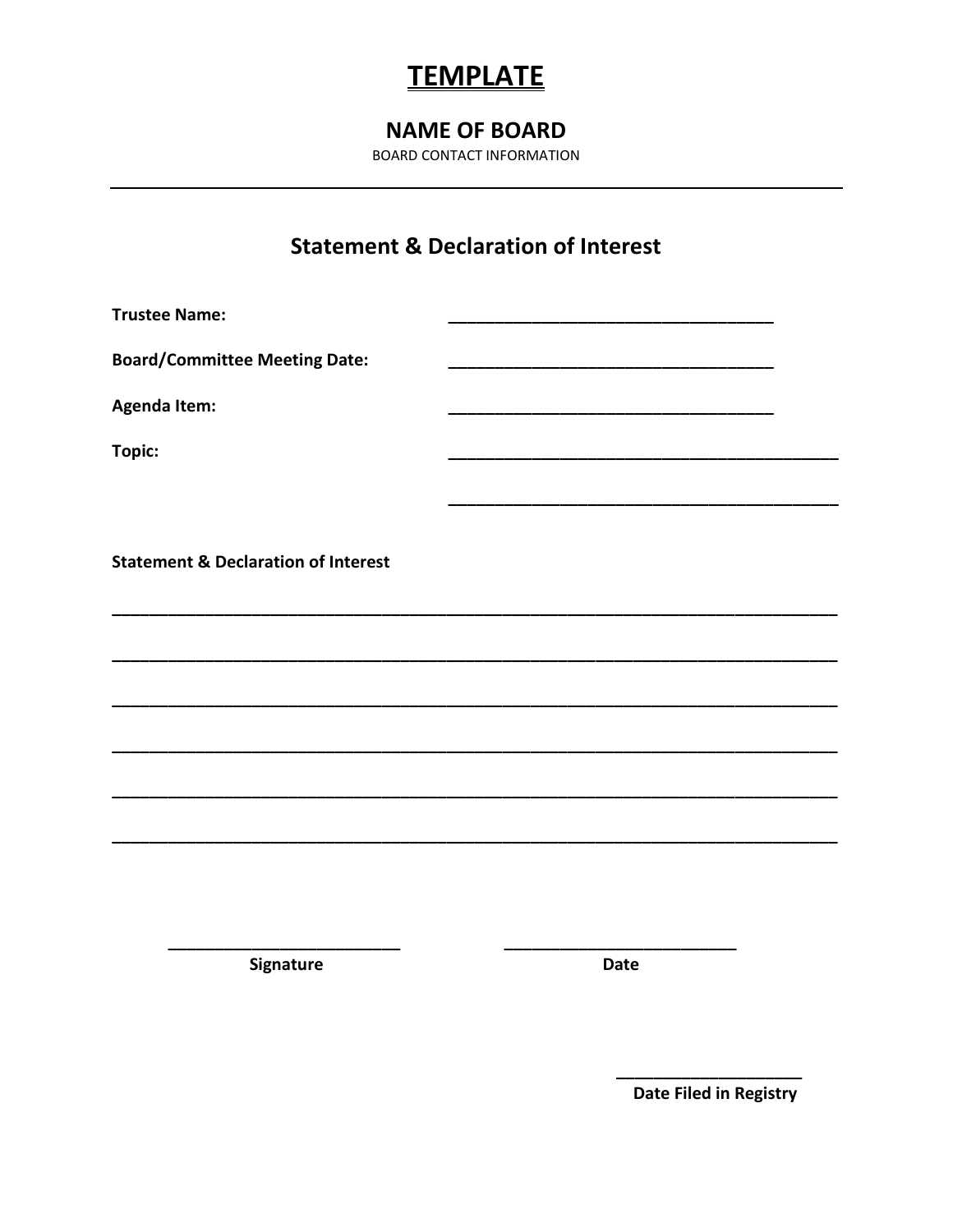# TEMPLATE

## NAME OF BOARD

BOARD CONTACT INFORMATION

---

## Statement & Declaration of Interest

**Trustee Name:** ____________________________________

**Board/Committee Meeting Date:** ____________________________________

**Agenda Item:** ____________________________________

**Topic:** ____________________________________________

____________________________________________

**Statement & Declaration of Interest**

________________________________________________________________________________

________________________________________________________________________________

________________________________________________________________________________

________________________________________________________________________________

________________________________________________________________________________

________________________________________________________________________________

__________________________ __________________________
**Signature** **Date**

____________________
**Date Filed in Registry**